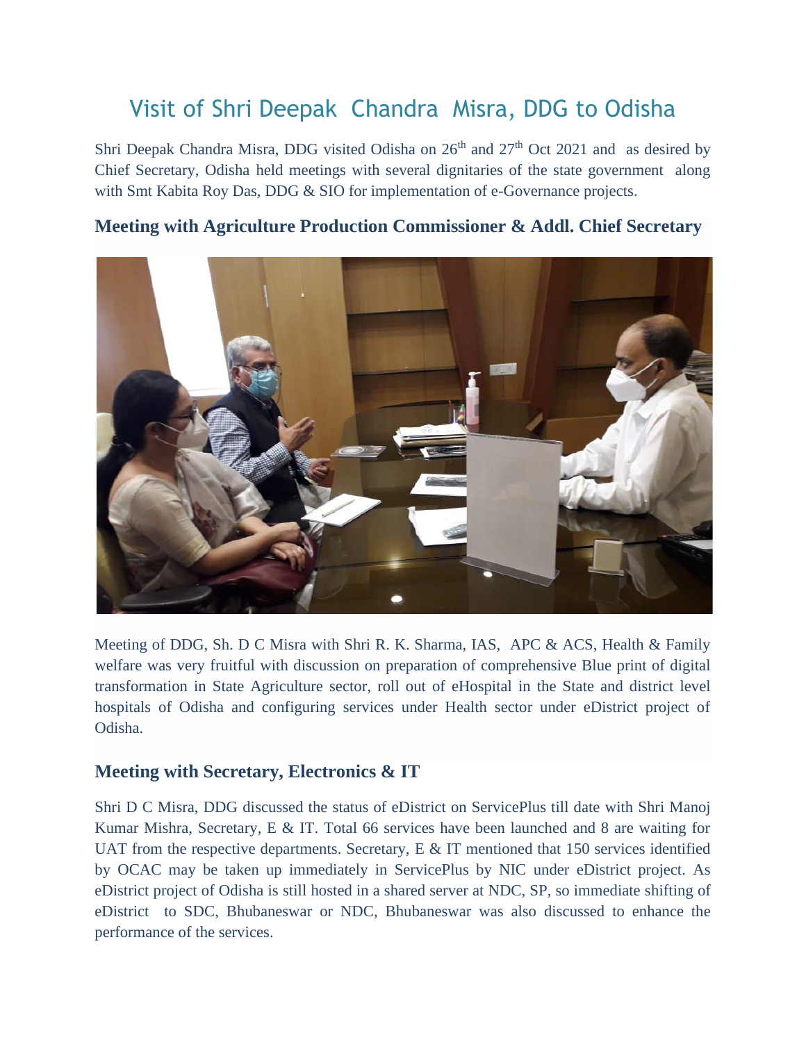# Visit of Shri Deepak Chandra Misra, DDG to Odisha

Shri Deepak Chandra Misra, DDG visited Odisha on 26th and 27th Oct 2021 and as desired by Chief Secretary, Odisha held meetings with several dignitaries of the state government along with Smt Kabita Roy Das, DDG & SIO for implementation of e-Governance projects.

## Meeting with Agriculture Production Commissioner & Addl. Chief Secretary

Meeting of DDG, Sh. D C Misra with Shri R. K. Sharma, IAS, APC & ACS, Health & Family welfare was very fruitful with discussion on preparation of comprehensive Blue print of digital transformation in State Agriculture sector, roll out of eHospital in the State and district level hospitals of Odisha and configuring services under Health sector under eDistrict project of Odisha.

## Meeting with Secretary, Electronics & IT

Shri D C Misra, DDG discussed the status of eDistrict on ServicePlus till date with Shri Manoj Kumar Mishra, Secretary, E & IT. Total 66 services have been launched and 8 are waiting for UAT from the respective departments. Secretary, E & IT mentioned that 150 services identified by OCAC may be taken up immediately in ServicePlus by NIC under eDistrict project. As eDistrict project of Odisha is still hosted in a shared server at NDC, SP, so immediate shifting of eDistrict to SDC, Bhubaneswar or NDC, Bhubaneswar was also discussed to enhance the performance of the services.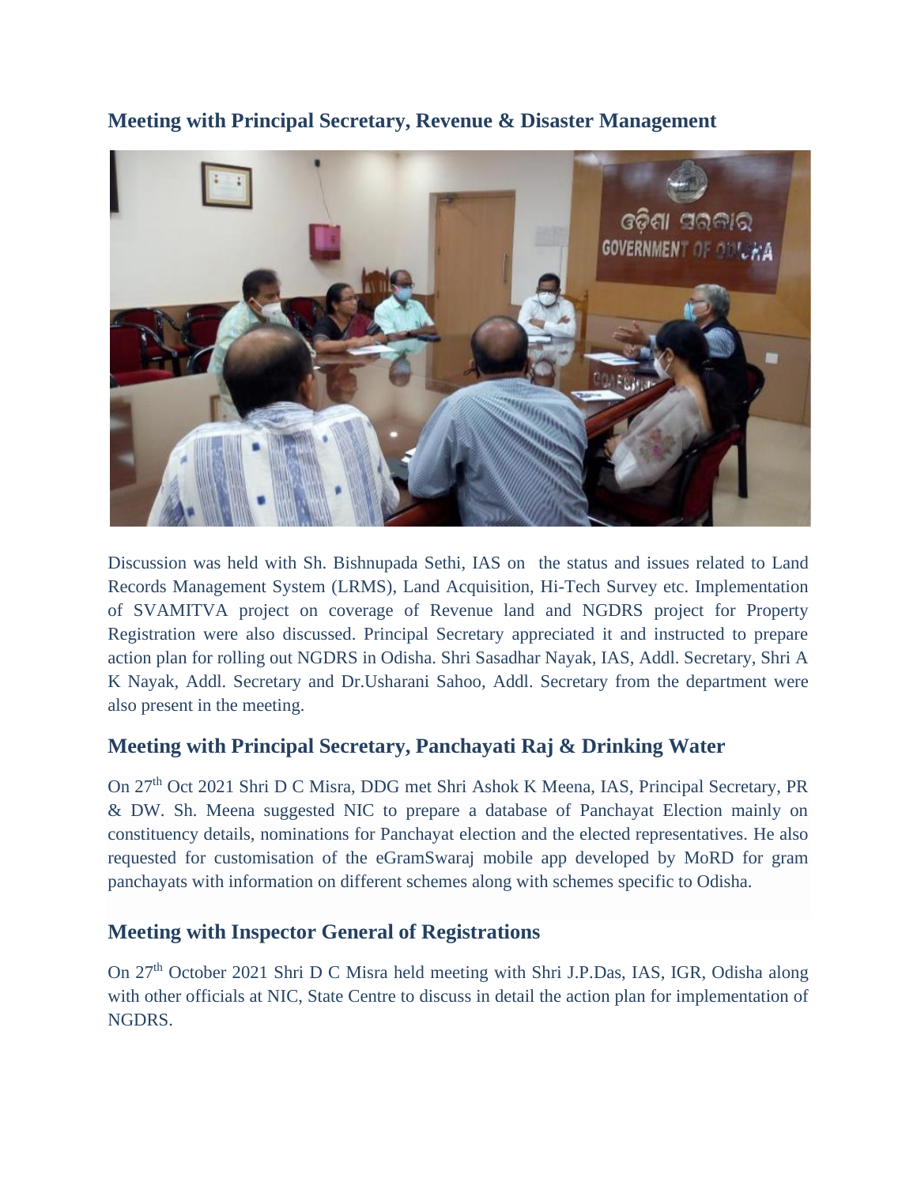## Meeting with Principal Secretary, Revenue & Disaster Management

Discussion was held with Sh. Bishnupada Sethi, IAS on the status and issues related to Land Records Management System (LRMS), Land Acquisition, Hi-Tech Survey etc. Implementation of SVAMITVA project on coverage of Revenue land and NGDRS project for Property Registration were also discussed. Principal Secretary appreciated it and instructed to prepare action plan for rolling out NGDRS in Odisha. Shri Sasadhar Nayak, IAS, Addl. Secretary, Shri A K Nayak, Addl. Secretary and Dr.Usharani Sahoo, Addl. Secretary from the department were also present in the meeting.

## Meeting with Principal Secretary, Panchayati Raj & Drinking Water

On 27th Oct 2021 Shri D C Misra, DDG met Shri Ashok K Meena, IAS, Principal Secretary, PR & DW. Sh. Meena suggested NIC to prepare a database of Panchayat Election mainly on constituency details, nominations for Panchayat election and the elected representatives. He also requested for customisation of the eGramSwaraj mobile app developed by MoRD for gram panchayats with information on different schemes along with schemes specific to Odisha.

## Meeting with Inspector General of Registrations

On 27th October 2021 Shri D C Misra held meeting with Shri J.P.Das, IAS, IGR, Odisha along with other officials at NIC, State Centre to discuss in detail the action plan for implementation of NGDRS.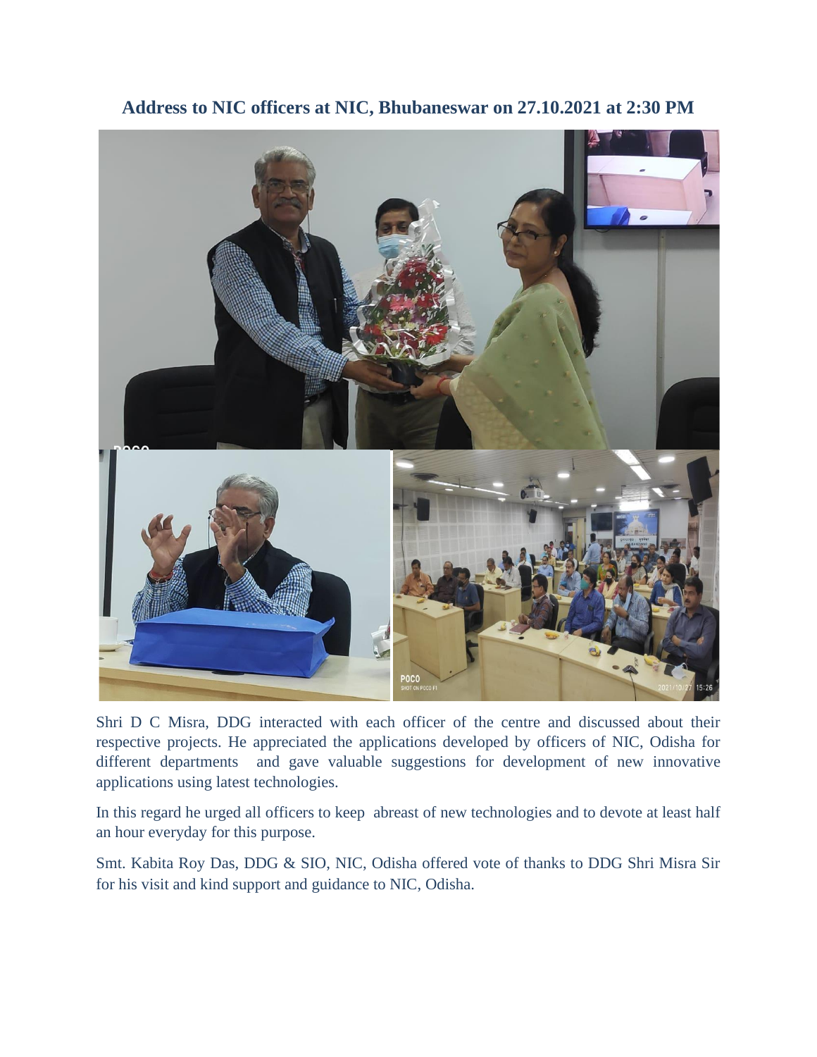## Address to NIC officers at NIC, Bhubaneswar on 27.10.2021 at 2:30 PM

Shri D C Misra, DDG interacted with each officer of the centre and discussed about their respective projects. He appreciated the applications developed by officers of NIC, Odisha for different departments and gave valuable suggestions for development of new innovative applications using latest technologies.

In this regard he urged all officers to keep abreast of new technologies and to devote at least half an hour everyday for this purpose.

Smt. Kabita Roy Das, DDG & SIO, NIC, Odisha offered vote of thanks to DDG Shri Misra Sir for his visit and kind support and guidance to NIC, Odisha.